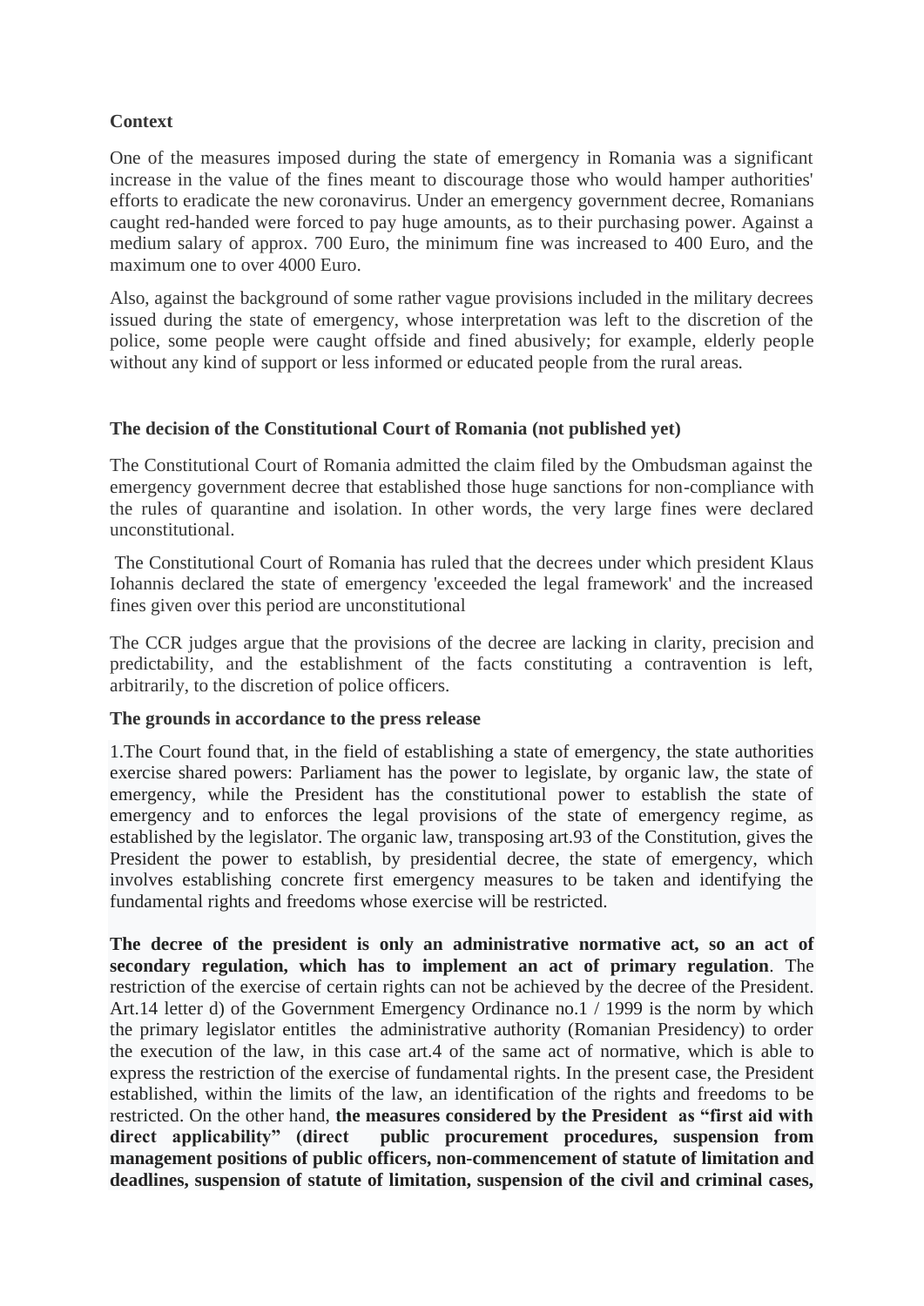**Context**

One of the measures imposed during the state of emergency in Romania was a significant increase in the value of the fines meant to discourage those who would hamper authorities' efforts to eradicate the new coronavirus. Under an emergency government decree, Romanians caught red-handed were forced to pay huge amounts, as to their purchasing power. Against a medium salary of approx. 700 Euro, the minimum fine was increased to 400 Euro, and the maximum one to over 4000 Euro.

Also, against the background of some rather vague provisions included in the military decrees issued during the state of emergency, whose interpretation was left to the discretion of the police, some people were caught offside and fined abusively; for example, elderly people without any kind of support or less informed or educated people from the rural areas.

**The decision of the Constitutional Court of Romania (not published yet)**

The Constitutional Court of Romania admitted the claim filed by the Ombudsman against the emergency government decree that established those huge sanctions for non-compliance with the rules of quarantine and isolation. In other words, the very large fines were declared unconstitutional.

The Constitutional Court of Romania has ruled that the decrees under which president Klaus Iohannis declared the state of emergency 'exceeded the legal framework' and the increased fines given over this period are unconstitutional

The CCR judges argue that the provisions of the decree are lacking in clarity, precision and predictability, and the establishment of the facts constituting a contravention is left, arbitrarily, to the discretion of police officers.

**The grounds in accordance to the press release**

1.The Court found that, in the field of establishing a state of emergency, the state authorities exercise shared powers: Parliament has the power to legislate, by organic law, the state of emergency, while the President has the constitutional power to establish the state of emergency and to enforces the legal provisions of the state of emergency regime, as established by the legislator. The organic law, transposing art.93 of the Constitution, gives the President the power to establish, by presidential decree, the state of emergency, which involves establishing concrete first emergency measures to be taken and identifying the fundamental rights and freedoms whose exercise will be restricted.

**The decree of the president is only an administrative normative act, so an act of secondary regulation, which has to implement an act of primary regulation**. The restriction of the exercise of certain rights can not be achieved by the decree of the President. Art.14 letter d) of the Government Emergency Ordinance no.1 / 1999 is the norm by which the primary legislator entitles the administrative authority (Romanian Presidency) to order the execution of the law, in this case art.4 of the same act of normative, which is able to express the restriction of the exercise of fundamental rights. In the present case, the President established, within the limits of the law, an identification of the rights and freedoms to be restricted. On the other hand, **the measures considered by the President as "first aid with direct applicability" (direct public procurement procedures, suspension from management positions of public officers, non-commencement of statute of limitation and deadlines, suspension of statute of limitation, suspension of the civil and criminal cases,**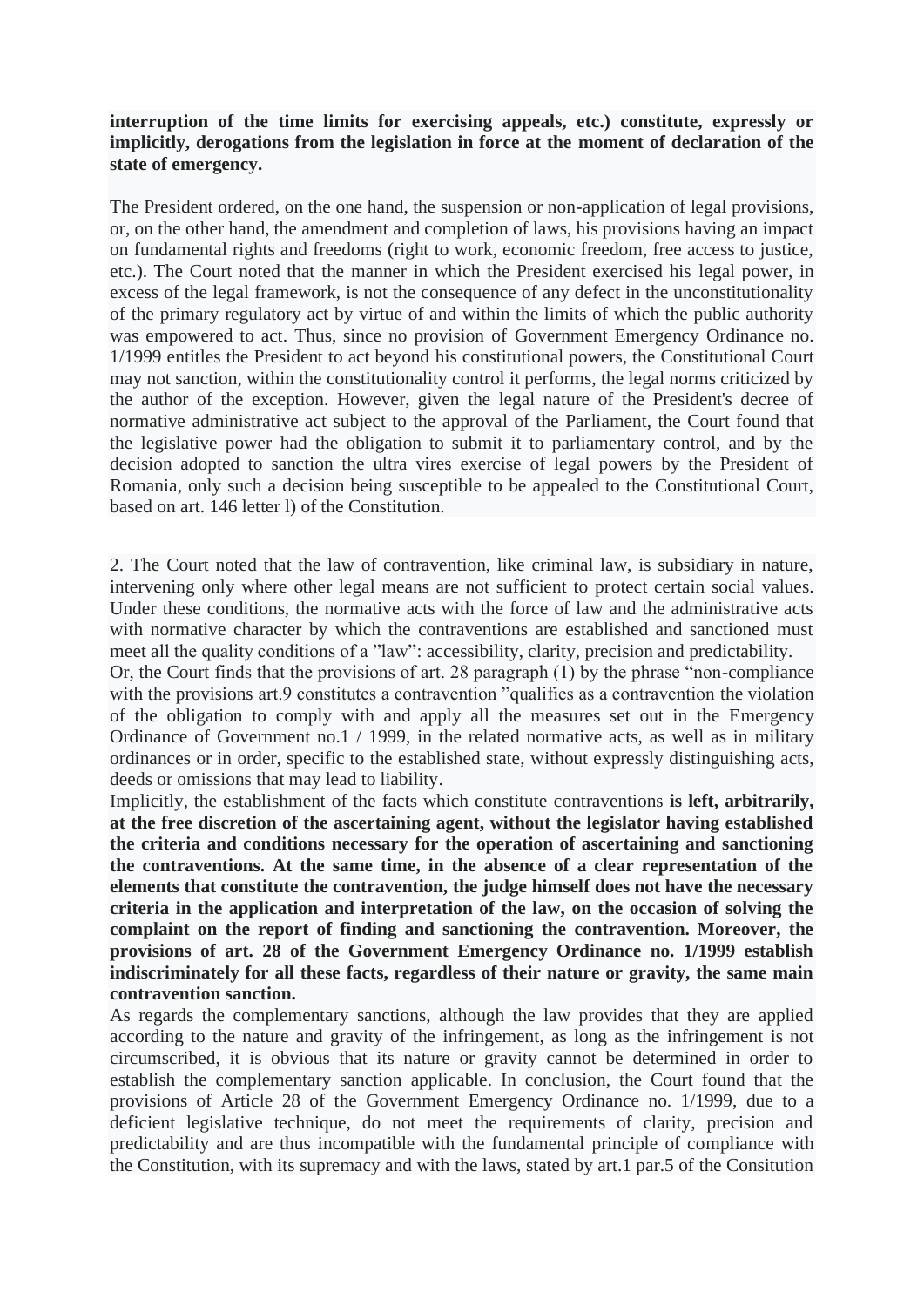**interruption of the time limits for exercising appeals, etc.) constitute, expressly or implicitly, derogations from the legislation in force at the moment of declaration of the state of emergency.**

The President ordered, on the one hand, the suspension or non-application of legal provisions, or, on the other hand, the amendment and completion of laws, his provisions having an impact on fundamental rights and freedoms (right to work, economic freedom, free access to justice, etc.). The Court noted that the manner in which the President exercised his legal power, in excess of the legal framework, is not the consequence of any defect in the unconstitutionality of the primary regulatory act by virtue of and within the limits of which the public authority was empowered to act. Thus, since no provision of Government Emergency Ordinance no. 1/1999 entitles the President to act beyond his constitutional powers, the Constitutional Court may not sanction, within the constitutionality control it performs, the legal norms criticized by the author of the exception. However, given the legal nature of the President's decree of normative administrative act subject to the approval of the Parliament, the Court found that the legislative power had the obligation to submit it to parliamentary control, and by the decision adopted to sanction the ultra vires exercise of legal powers by the President of Romania, only such a decision being susceptible to be appealed to the Constitutional Court, based on art. 146 letter l) of the Constitution.

2. The Court noted that the law of contravention, like criminal law, is subsidiary in nature, intervening only where other legal means are not sufficient to protect certain social values. Under these conditions, the normative acts with the force of law and the administrative acts with normative character by which the contraventions are established and sanctioned must meet all the quality conditions of a "law": accessibility, clarity, precision and predictability.
Or, the Court finds that the provisions of art. 28 paragraph (1) by the phrase "non-compliance with the provisions art.9 constitutes a contravention "qualifies as a contravention the violation of the obligation to comply with and apply all the measures set out in the Emergency Ordinance of Government no.1 / 1999, in the related normative acts, as well as in military ordinances or in order, specific to the established state, without expressly distinguishing acts, deeds or omissions that may lead to liability.
Implicitly, the establishment of the facts which constitute contraventions **is left, arbitrarily, at the free discretion of the ascertaining agent, without the legislator having established the criteria and conditions necessary for the operation of ascertaining and sanctioning the contraventions. At the same time, in the absence of a clear representation of the elements that constitute the contravention, the judge himself does not have the necessary criteria in the application and interpretation of the law, on the occasion of solving the complaint on the report of finding and sanctioning the contravention. Moreover, the provisions of art. 28 of the Government Emergency Ordinance no. 1/1999 establish indiscriminately for all these facts, regardless of their nature or gravity, the same main contravention sanction.**
As regards the complementary sanctions, although the law provides that they are applied according to the nature and gravity of the infringement, as long as the infringement is not circumscribed, it is obvious that its nature or gravity cannot be determined in order to establish the complementary sanction applicable. In conclusion, the Court found that the provisions of Article 28 of the Government Emergency Ordinance no. 1/1999, due to a deficient legislative technique, do not meet the requirements of clarity, precision and predictability and are thus incompatible with the fundamental principle of compliance with the Constitution, with its supremacy and with the laws, stated by art.1 par.5 of the Consitution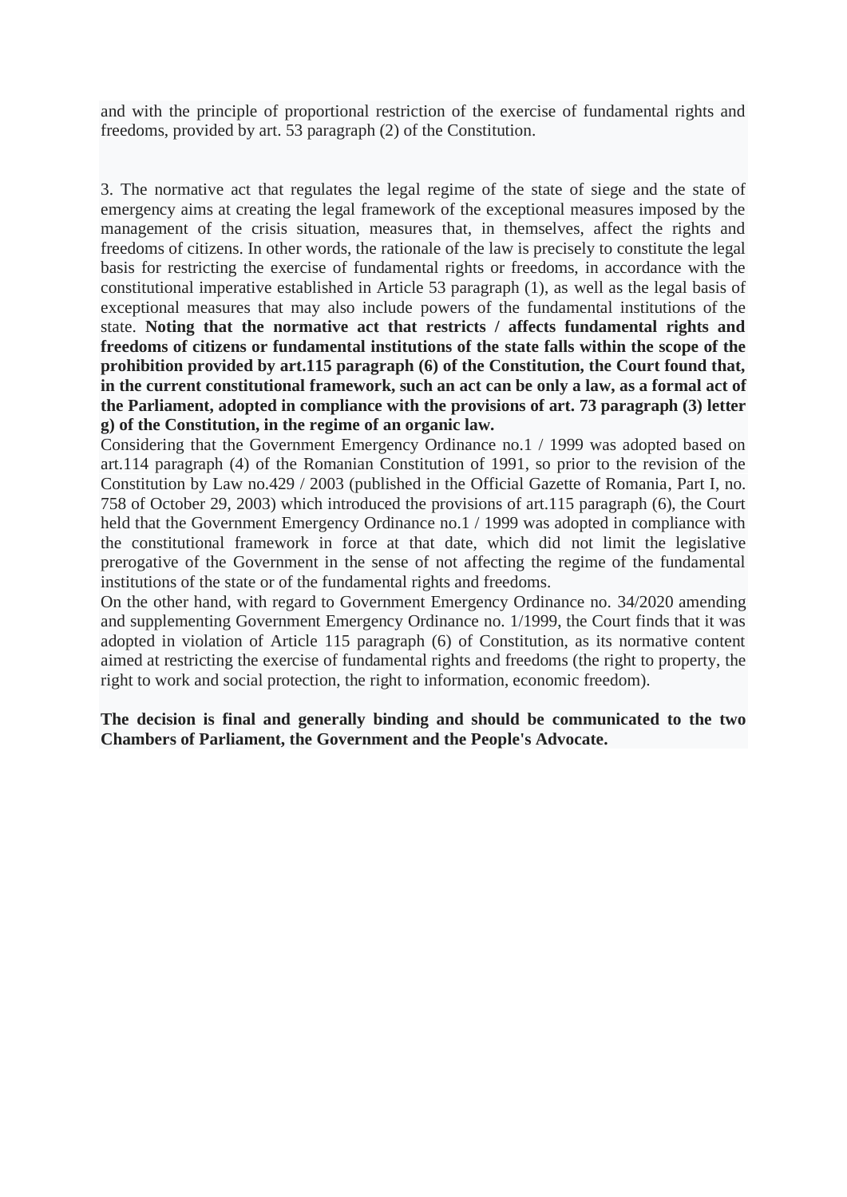and with the principle of proportional restriction of the exercise of fundamental rights and freedoms, provided by art. 53 paragraph (2) of the Constitution.

3. The normative act that regulates the legal regime of the state of siege and the state of emergency aims at creating the legal framework of the exceptional measures imposed by the management of the crisis situation, measures that, in themselves, affect the rights and freedoms of citizens. In other words, the rationale of the law is precisely to constitute the legal basis for restricting the exercise of fundamental rights or freedoms, in accordance with the constitutional imperative established in Article 53 paragraph (1), as well as the legal basis of exceptional measures that may also include powers of the fundamental institutions of the state. **Noting that the normative act that restricts / affects fundamental rights and freedoms of citizens or fundamental institutions of the state falls within the scope of the prohibition provided by art.115 paragraph (6) of the Constitution, the Court found that, in the current constitutional framework, such an act can be only a law, as a formal act of the Parliament, adopted in compliance with the provisions of art. 73 paragraph (3) letter g) of the Constitution, in the regime of an organic law.**

Considering that the Government Emergency Ordinance no.1 / 1999 was adopted based on art.114 paragraph (4) of the Romanian Constitution of 1991, so prior to the revision of the Constitution by Law no.429 / 2003 (published in the Official Gazette of Romania, Part I, no. 758 of October 29, 2003) which introduced the provisions of art.115 paragraph (6), the Court held that the Government Emergency Ordinance no.1 / 1999 was adopted in compliance with the constitutional framework in force at that date, which did not limit the legislative prerogative of the Government in the sense of not affecting the regime of the fundamental institutions of the state or of the fundamental rights and freedoms.

On the other hand, with regard to Government Emergency Ordinance no. 34/2020 amending and supplementing Government Emergency Ordinance no. 1/1999, the Court finds that it was adopted in violation of Article 115 paragraph (6) of Constitution, as its normative content aimed at restricting the exercise of fundamental rights and freedoms (the right to property, the right to work and social protection, the right to information, economic freedom).

**The decision is final and generally binding and should be communicated to the two Chambers of Parliament, the Government and the People's Advocate.**